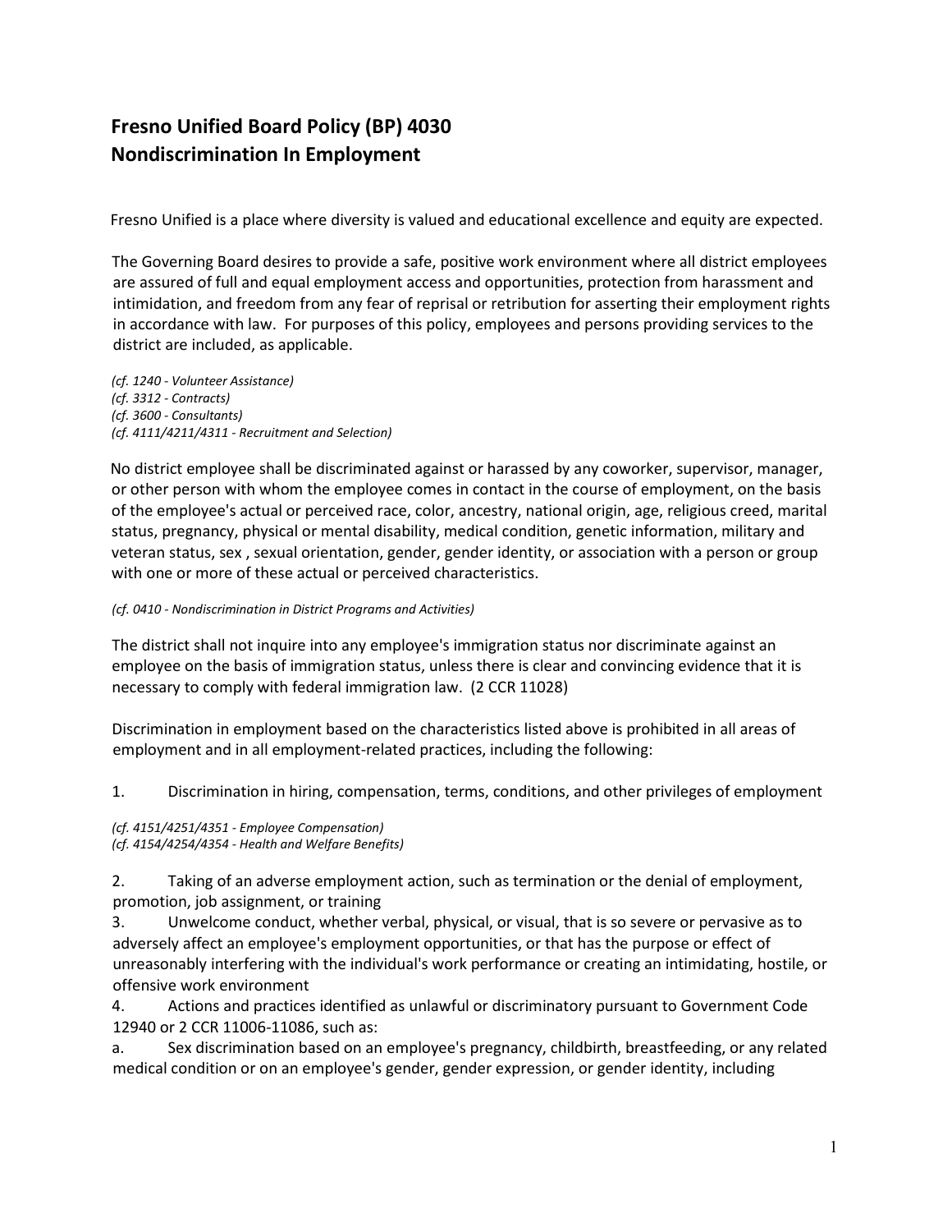# Fresno Unified Board Policy (BP) 4030
# Nondiscrimination In Employment

Fresno Unified is a place where diversity is valued and educational excellence and equity are expected.

The Governing Board desires to provide a safe, positive work environment where all district employees are assured of full and equal employment access and opportunities, protection from harassment and intimidation, and freedom from any fear of reprisal or retribution for asserting their employment rights in accordance with law. For purposes of this policy, employees and persons providing services to the district are included, as applicable.

*(cf. 1240 - Volunteer Assistance)*
*(cf. 3312 - Contracts)*
*(cf. 3600 - Consultants)*
*(cf. 4111/4211/4311 - Recruitment and Selection)*

No district employee shall be discriminated against or harassed by any coworker, supervisor, manager, or other person with whom the employee comes in contact in the course of employment, on the basis of the employee's actual or perceived race, color, ancestry, national origin, age, religious creed, marital status, pregnancy, physical or mental disability, medical condition, genetic information, military and veteran status, sex , sexual orientation, gender, gender identity, or association with a person or group with one or more of these actual or perceived characteristics.

*(cf. 0410 - Nondiscrimination in District Programs and Activities)*

The district shall not inquire into any employee's immigration status nor discriminate against an employee on the basis of immigration status, unless there is clear and convincing evidence that it is necessary to comply with federal immigration law. (2 CCR 11028)

Discrimination in employment based on the characteristics listed above is prohibited in all areas of employment and in all employment-related practices, including the following:

1. Discrimination in hiring, compensation, terms, conditions, and other privileges of employment

*(cf. 4151/4251/4351 - Employee Compensation)*
*(cf. 4154/4254/4354 - Health and Welfare Benefits)*

2. Taking of an adverse employment action, such as termination or the denial of employment, promotion, job assignment, or training
3. Unwelcome conduct, whether verbal, physical, or visual, that is so severe or pervasive as to adversely affect an employee's employment opportunities, or that has the purpose or effect of unreasonably interfering with the individual's work performance or creating an intimidating, hostile, or offensive work environment
4. Actions and practices identified as unlawful or discriminatory pursuant to Government Code 12940 or 2 CCR 11006-11086, such as:

   a. Sex discrimination based on an employee's pregnancy, childbirth, breastfeeding, or any related medical condition or on an employee's gender, gender expression, or gender identity, including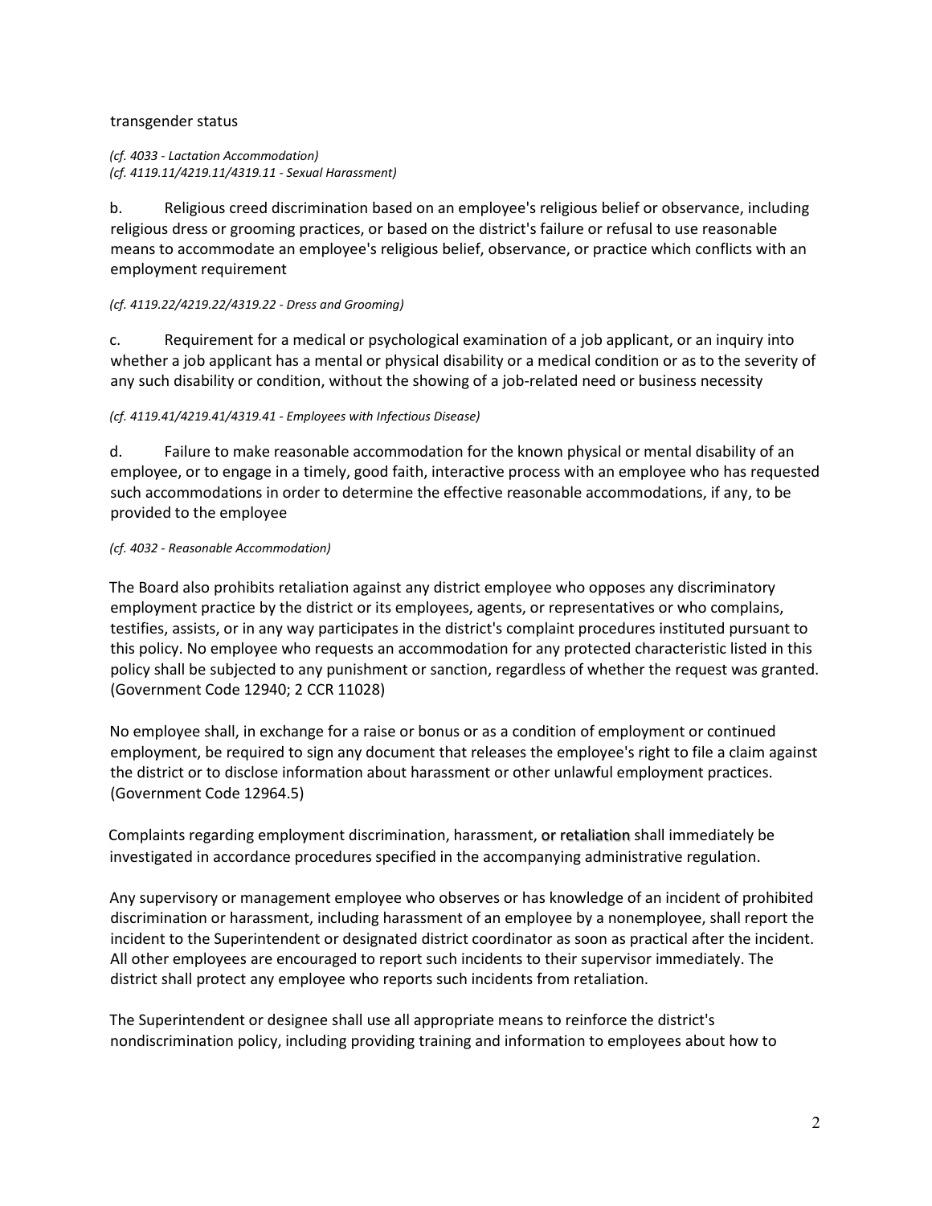transgender status

*(cf. 4033 - Lactation Accommodation)*
*(cf. 4119.11/4219.11/4319.11 - Sexual Harassment)*

b. Religious creed discrimination based on an employee's religious belief or observance, including religious dress or grooming practices, or based on the district's failure or refusal to use reasonable means to accommodate an employee's religious belief, observance, or practice which conflicts with an employment requirement

*(cf. 4119.22/4219.22/4319.22 - Dress and Grooming)*

c. Requirement for a medical or psychological examination of a job applicant, or an inquiry into whether a job applicant has a mental or physical disability or a medical condition or as to the severity of any such disability or condition, without the showing of a job-related need or business necessity

*(cf. 4119.41/4219.41/4319.41 - Employees with Infectious Disease)*

d. Failure to make reasonable accommodation for the known physical or mental disability of an employee, or to engage in a timely, good faith, interactive process with an employee who has requested such accommodations in order to determine the effective reasonable accommodations, if any, to be provided to the employee

*(cf. 4032 - Reasonable Accommodation)*

The Board also prohibits retaliation against any district employee who opposes any discriminatory employment practice by the district or its employees, agents, or representatives or who complains, testifies, assists, or in any way participates in the district's complaint procedures instituted pursuant to this policy. No employee who requests an accommodation for any protected characteristic listed in this policy shall be subjected to any punishment or sanction, regardless of whether the request was granted. (Government Code 12940; 2 CCR 11028)

No employee shall, in exchange for a raise or bonus or as a condition of employment or continued employment, be required to sign any document that releases the employee's right to file a claim against the district or to disclose information about harassment or other unlawful employment practices. (Government Code 12964.5)

Complaints regarding employment discrimination, harassment, or retaliation shall immediately be investigated in accordance procedures specified in the accompanying administrative regulation.

Any supervisory or management employee who observes or has knowledge of an incident of prohibited discrimination or harassment, including harassment of an employee by a nonemployee, shall report the incident to the Superintendent or designated district coordinator as soon as practical after the incident. All other employees are encouraged to report such incidents to their supervisor immediately. The district shall protect any employee who reports such incidents from retaliation.

The Superintendent or designee shall use all appropriate means to reinforce the district's nondiscrimination policy, including providing training and information to employees about how to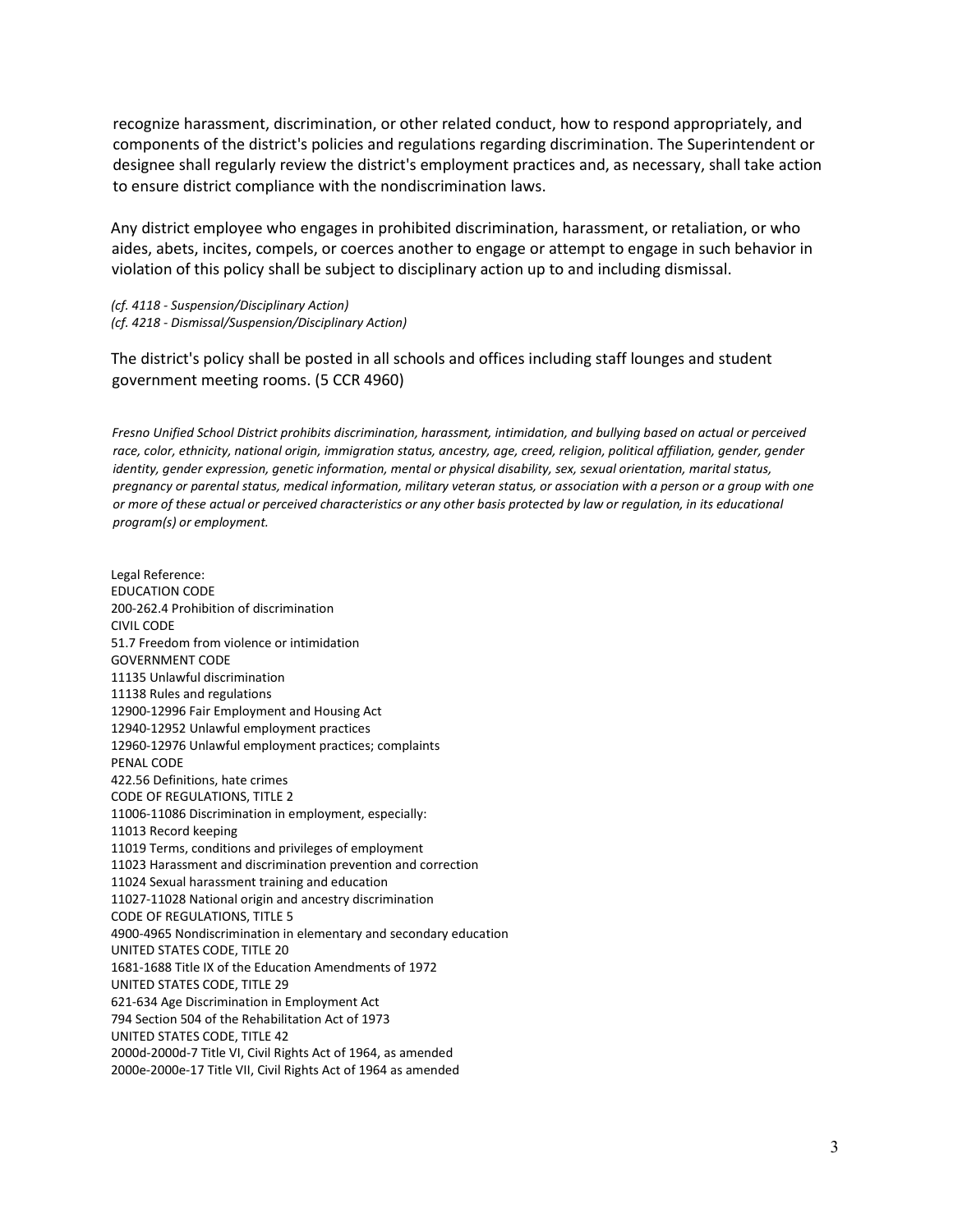recognize harassment, discrimination, or other related conduct, how to respond appropriately, and components of the district's policies and regulations regarding discrimination. The Superintendent or designee shall regularly review the district's employment practices and, as necessary, shall take action to ensure district compliance with the nondiscrimination laws.

Any district employee who engages in prohibited discrimination, harassment, or retaliation, or who aides, abets, incites, compels, or coerces another to engage or attempt to engage in such behavior in violation of this policy shall be subject to disciplinary action up to and including dismissal.

*(cf. 4118 - Suspension/Disciplinary Action)*
*(cf. 4218 - Dismissal/Suspension/Disciplinary Action)*

The district's policy shall be posted in all schools and offices including staff lounges and student government meeting rooms. (5 CCR 4960)

*Fresno Unified School District prohibits discrimination, harassment, intimidation, and bullying based on actual or perceived race, color, ethnicity, national origin, immigration status, ancestry, age, creed, religion, political affiliation, gender, gender identity, gender expression, genetic information, mental or physical disability, sex, sexual orientation, marital status, pregnancy or parental status, medical information, military veteran status, or association with a person or a group with one or more of these actual or perceived characteristics or any other basis protected by law or regulation, in its educational program(s) or employment.*

Legal Reference:
EDUCATION CODE
200-262.4 Prohibition of discrimination
CIVIL CODE
51.7 Freedom from violence or intimidation
GOVERNMENT CODE
11135 Unlawful discrimination
11138 Rules and regulations
12900-12996 Fair Employment and Housing Act
12940-12952 Unlawful employment practices
12960-12976 Unlawful employment practices; complaints
PENAL CODE
422.56 Definitions, hate crimes
CODE OF REGULATIONS, TITLE 2
11006-11086 Discrimination in employment, especially:
11013 Record keeping
11019 Terms, conditions and privileges of employment
11023 Harassment and discrimination prevention and correction
11024 Sexual harassment training and education
11027-11028 National origin and ancestry discrimination
CODE OF REGULATIONS, TITLE 5
4900-4965 Nondiscrimination in elementary and secondary education
UNITED STATES CODE, TITLE 20
1681-1688 Title IX of the Education Amendments of 1972
UNITED STATES CODE, TITLE 29
621-634 Age Discrimination in Employment Act
794 Section 504 of the Rehabilitation Act of 1973
UNITED STATES CODE, TITLE 42
2000d-2000d-7 Title VI, Civil Rights Act of 1964, as amended
2000e-2000e-17 Title VII, Civil Rights Act of 1964 as amended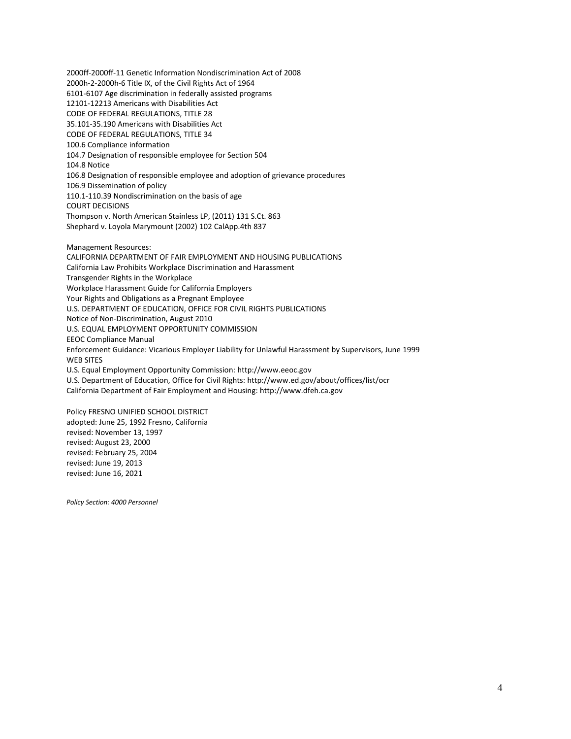2000ff-2000ff-11 Genetic Information Nondiscrimination Act of 2008
2000h-2-2000h-6 Title IX, of the Civil Rights Act of 1964
6101-6107 Age discrimination in federally assisted programs
12101-12213 Americans with Disabilities Act
CODE OF FEDERAL REGULATIONS, TITLE 28
35.101-35.190 Americans with Disabilities Act
CODE OF FEDERAL REGULATIONS, TITLE 34
100.6 Compliance information
104.7 Designation of responsible employee for Section 504
104.8 Notice
106.8 Designation of responsible employee and adoption of grievance procedures
106.9 Dissemination of policy
110.1-110.39 Nondiscrimination on the basis of age
COURT DECISIONS
Thompson v. North American Stainless LP, (2011) 131 S.Ct. 863
Shephard v. Loyola Marymount (2002) 102 CalApp.4th 837

Management Resources:
CALIFORNIA DEPARTMENT OF FAIR EMPLOYMENT AND HOUSING PUBLICATIONS
California Law Prohibits Workplace Discrimination and Harassment
Transgender Rights in the Workplace
Workplace Harassment Guide for California Employers
Your Rights and Obligations as a Pregnant Employee
U.S. DEPARTMENT OF EDUCATION, OFFICE FOR CIVIL RIGHTS PUBLICATIONS
Notice of Non-Discrimination, August 2010
U.S. EQUAL EMPLOYMENT OPPORTUNITY COMMISSION
EEOC Compliance Manual
Enforcement Guidance: Vicarious Employer Liability for Unlawful Harassment by Supervisors, June 1999
WEB SITES
U.S. Equal Employment Opportunity Commission: http://www.eeoc.gov
U.S. Department of Education, Office for Civil Rights: http://www.ed.gov/about/offices/list/ocr
California Department of Fair Employment and Housing: http://www.dfeh.ca.gov

Policy FRESNO UNIFIED SCHOOL DISTRICT
adopted: June 25, 1992 Fresno, California
revised: November 13, 1997
revised: August 23, 2000
revised: February 25, 2004
revised: June 19, 2013
revised: June 16, 2021

*Policy Section: 4000 Personnel*